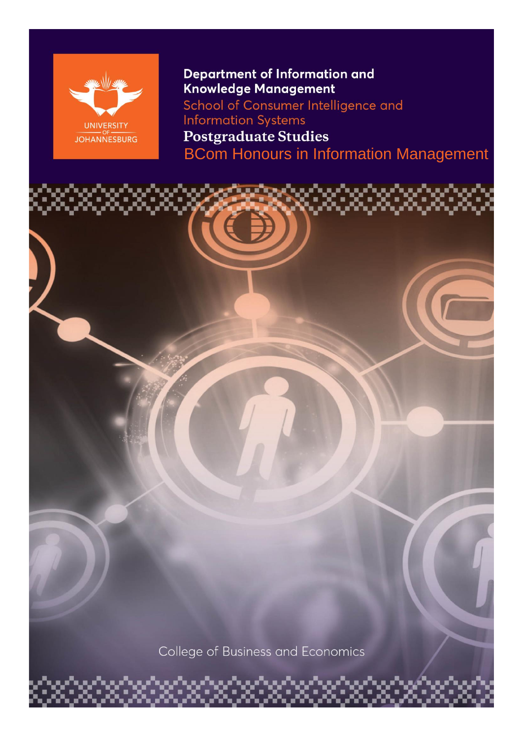UNIVERSITY OF JOHANNESBURG

**Department of Information and Knowledge Management**

School of Consumer Intelligence and Information Systems

**Postgraduate Studies**

# BCom Honours in Information Management

College of Business and Economics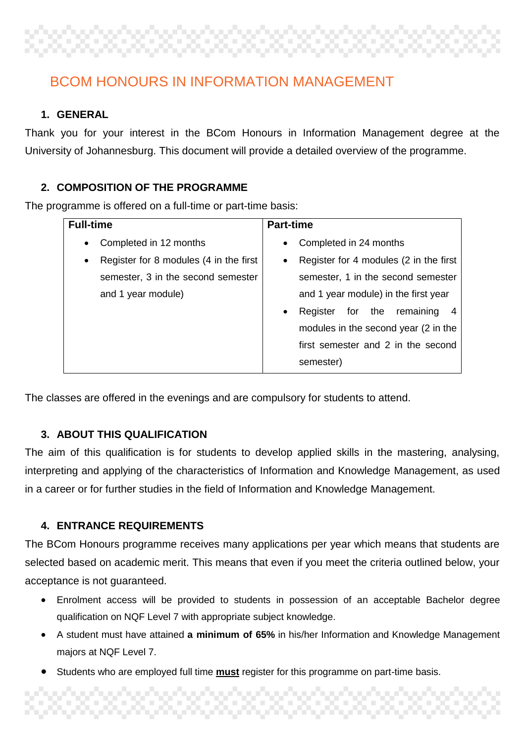# BCOM HONOURS IN INFORMATION MANAGEMENT

## 1. GENERAL

Thank you for your interest in the BCom Honours in Information Management degree at the University of Johannesburg. This document will provide a detailed overview of the programme.

## 2. COMPOSITION OF THE PROGRAMME

The programme is offered on a full-time or part-time basis:

| Full-time | Part-time |
|---|---|
| • Completed in 12 months<br>• Register for 8 modules (4 in the first semester, 3 in the second semester and 1 year module) | • Completed in 24 months<br>• Register for 4 modules (2 in the first semester, 1 in the second semester and 1 year module) in the first year<br>• Register for the remaining 4 modules in the second year (2 in the first semester and 2 in the second semester) |

The classes are offered in the evenings and are compulsory for students to attend.

## 3. ABOUT THIS QUALIFICATION

The aim of this qualification is for students to develop applied skills in the mastering, analysing, interpreting and applying of the characteristics of Information and Knowledge Management, as used in a career or for further studies in the field of Information and Knowledge Management.

## 4. ENTRANCE REQUIREMENTS

The BCom Honours programme receives many applications per year which means that students are selected based on academic merit. This means that even if you meet the criteria outlined below, your acceptance is not guaranteed.

- Enrolment access will be provided to students in possession of an acceptable Bachelor degree qualification on NQF Level 7 with appropriate subject knowledge.
- A student must have attained **a minimum of 65%** in his/her Information and Knowledge Management majors at NQF Level 7.
- Students who are employed full time **<u>must</u>** register for this programme on part-time basis.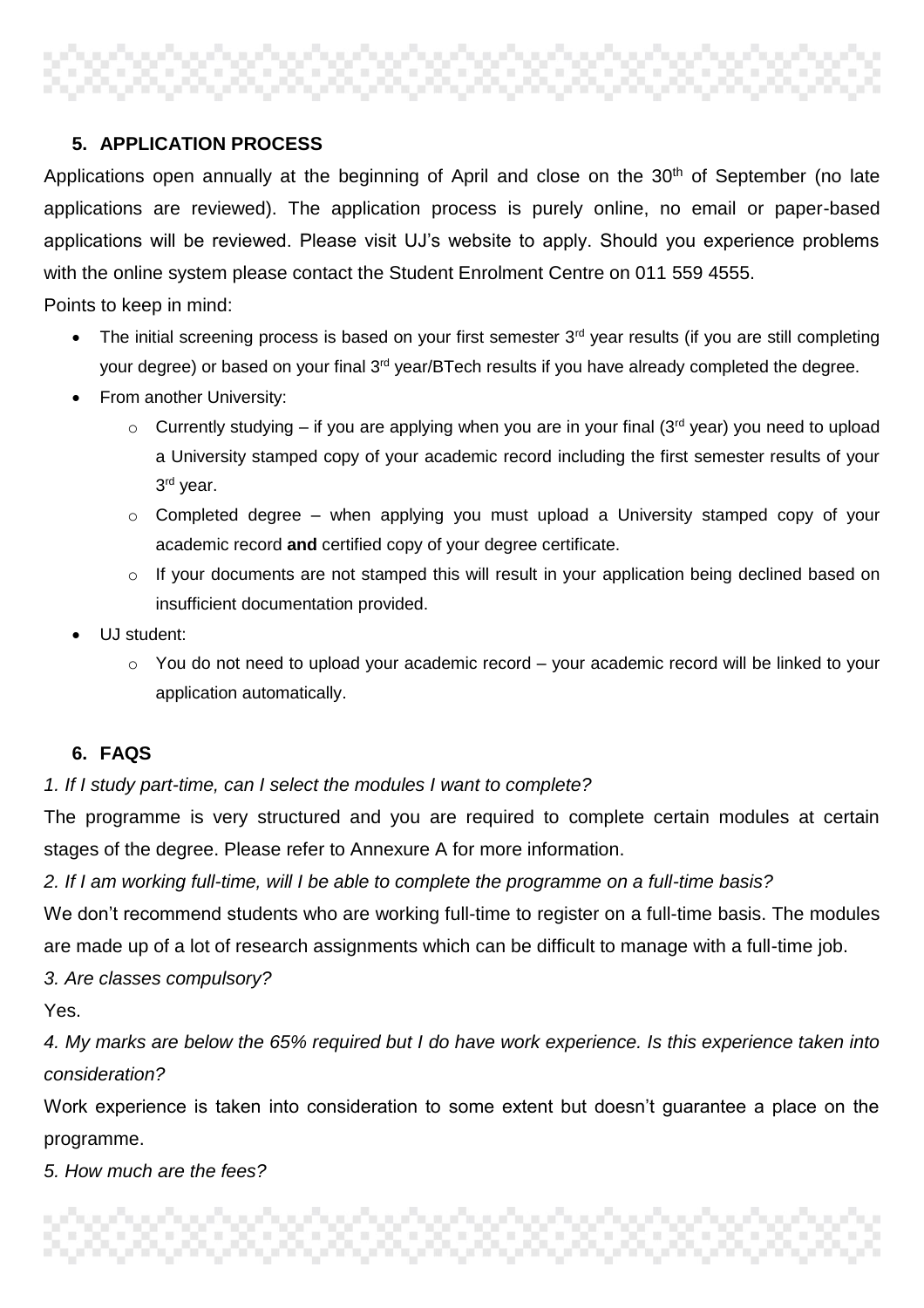## 5. APPLICATION PROCESS

Applications open annually at the beginning of April and close on the 30th of September (no late applications are reviewed). The application process is purely online, no email or paper-based applications will be reviewed. Please visit UJ's website to apply. Should you experience problems with the online system please contact the Student Enrolment Centre on 011 559 4555.

Points to keep in mind:

- The initial screening process is based on your first semester 3rd year results (if you are still completing your degree) or based on your final 3rd year/BTech results if you have already completed the degree.
- From another University:
  - Currently studying – if you are applying when you are in your final (3rd year) you need to upload a University stamped copy of your academic record including the first semester results of your 3rd year.
  - Completed degree – when applying you must upload a University stamped copy of your academic record **and** certified copy of your degree certificate.
  - If your documents are not stamped this will result in your application being declined based on insufficient documentation provided.
- UJ student:
  - You do not need to upload your academic record – your academic record will be linked to your application automatically.

## 6. FAQS

*1. If I study part-time, can I select the modules I want to complete?*

The programme is very structured and you are required to complete certain modules at certain stages of the degree. Please refer to Annexure A for more information.

*2. If I am working full-time, will I be able to complete the programme on a full-time basis?*

We don't recommend students who are working full-time to register on a full-time basis. The modules are made up of a lot of research assignments which can be difficult to manage with a full-time job.

*3. Are classes compulsory?*

Yes.

*4. My marks are below the 65% required but I do have work experience. Is this experience taken into consideration?*

Work experience is taken into consideration to some extent but doesn't guarantee a place on the programme.

*5. How much are the fees?*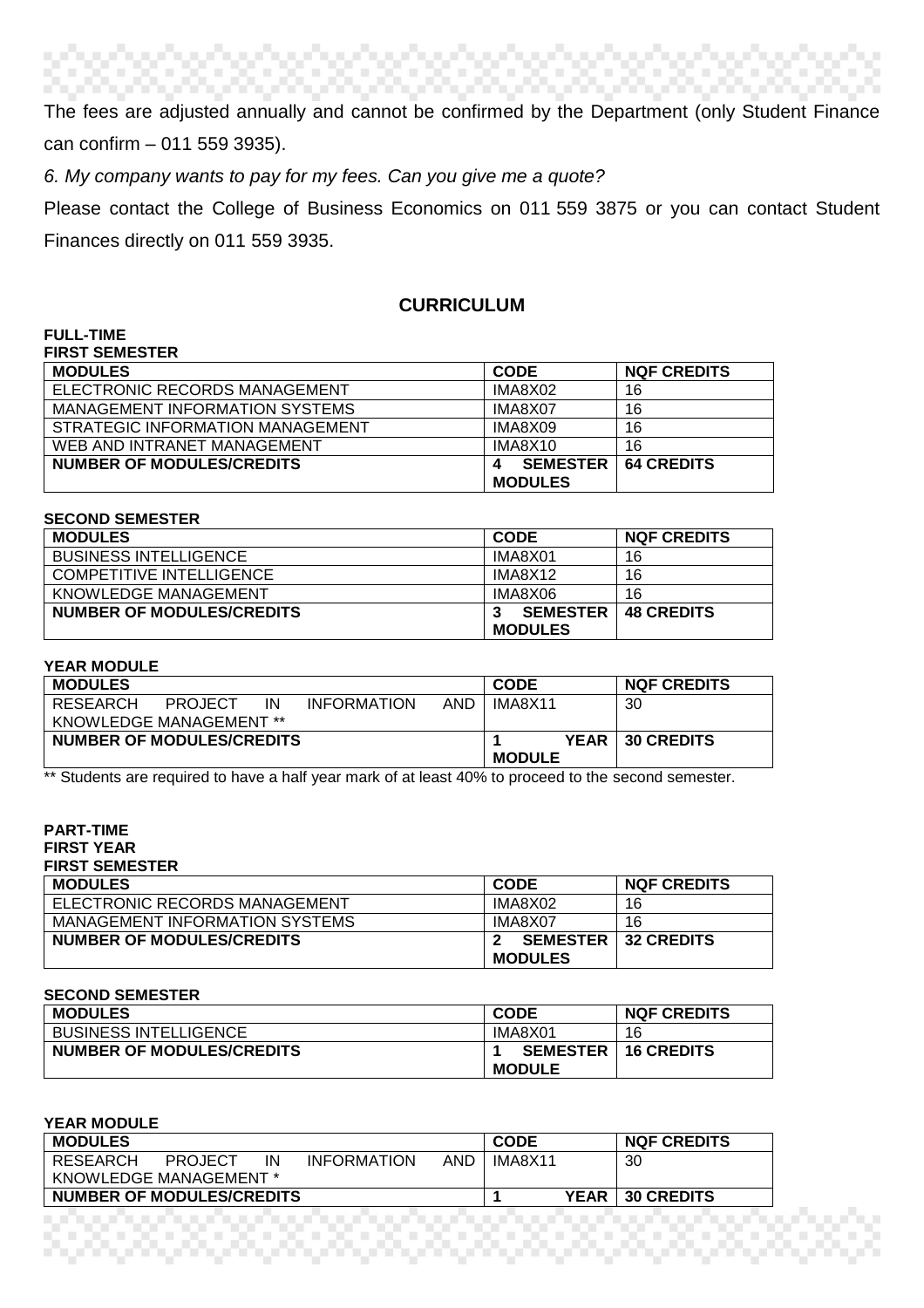The fees are adjusted annually and cannot be confirmed by the Department (only Student Finance can confirm – 011 559 3935).

*6. My company wants to pay for my fees. Can you give me a quote?*

Please contact the College of Business Economics on 011 559 3875 or you can contact Student Finances directly on 011 559 3935.

## CURRICULUM

**FULL-TIME**

**FIRST SEMESTER**

| MODULES | CODE | NQF CREDITS |
|---|---|---|
| ELECTRONIC RECORDS MANAGEMENT | IMA8X02 | 16 |
| MANAGEMENT INFORMATION SYSTEMS | IMA8X07 | 16 |
| STRATEGIC INFORMATION MANAGEMENT | IMA8X09 | 16 |
| WEB AND INTRANET MANAGEMENT | IMA8X10 | 16 |
| **NUMBER OF MODULES/CREDITS** | **4 SEMESTER MODULES** | **64 CREDITS** |

**SECOND SEMESTER**

| MODULES | CODE | NQF CREDITS |
|---|---|---|
| BUSINESS INTELLIGENCE | IMA8X01 | 16 |
| COMPETITIVE INTELLIGENCE | IMA8X12 | 16 |
| KNOWLEDGE MANAGEMENT | IMA8X06 | 16 |
| **NUMBER OF MODULES/CREDITS** | **3 SEMESTER MODULES** | **48 CREDITS** |

**YEAR MODULE**

| MODULES | CODE | NQF CREDITS |
|---|---|---|
| RESEARCH PROJECT IN INFORMATION AND KNOWLEDGE MANAGEMENT ** | IMA8X11 | 30 |
| **NUMBER OF MODULES/CREDITS** | **1 YEAR MODULE** | **30 CREDITS** |

** Students are required to have a half year mark of at least 40% to proceed to the second semester.

**PART-TIME**

**FIRST YEAR**

**FIRST SEMESTER**

| MODULES | CODE | NQF CREDITS |
|---|---|---|
| ELECTRONIC RECORDS MANAGEMENT | IMA8X02 | 16 |
| MANAGEMENT INFORMATION SYSTEMS | IMA8X07 | 16 |
| **NUMBER OF MODULES/CREDITS** | **2 SEMESTER MODULES** | **32 CREDITS** |

**SECOND SEMESTER**

| MODULES | CODE | NQF CREDITS |
|---|---|---|
| BUSINESS INTELLIGENCE | IMA8X01 | 16 |
| **NUMBER OF MODULES/CREDITS** | **1 SEMESTER MODULE** | **16 CREDITS** |

**YEAR MODULE**

| MODULES | CODE | NQF CREDITS |
|---|---|---|
| RESEARCH PROJECT IN INFORMATION AND KNOWLEDGE MANAGEMENT * | IMA8X11 | 30 |
| **NUMBER OF MODULES/CREDITS** | **1 YEAR** | **30 CREDITS** |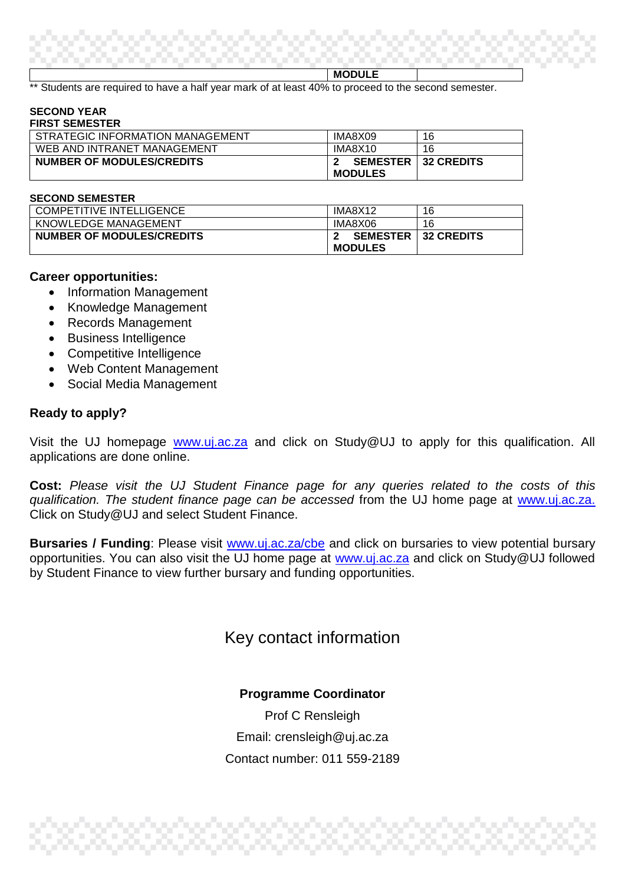| | MODULE | |
|---|---|---|

** Students are required to have a half year mark of at least 40% to proceed to the second semester.

**SECOND YEAR**
**FIRST SEMESTER**

| | | |
|---|---|---|
| STRATEGIC INFORMATION MANAGEMENT | IMA8X09 | 16 |
| WEB AND INTRANET MANAGEMENT | IMA8X10 | 16 |
| **NUMBER OF MODULES/CREDITS** | **2 SEMESTER MODULES** | **32 CREDITS** |

**SECOND SEMESTER**

| | | |
|---|---|---|
| COMPETITIVE INTELLIGENCE | IMA8X12 | 16 |
| KNOWLEDGE MANAGEMENT | IMA8X06 | 16 |
| **NUMBER OF MODULES/CREDITS** | **2 SEMESTER MODULES** | **32 CREDITS** |

**Career opportunities:**

- Information Management
- Knowledge Management
- Records Management
- Business Intelligence
- Competitive Intelligence
- Web Content Management
- Social Media Management

**Ready to apply?**

Visit the UJ homepage www.uj.ac.za and click on Study@UJ to apply for this qualification. All applications are done online.

**Cost:** *Please visit the UJ Student Finance page for any queries related to the costs of this qualification. The student finance page can be accessed* from the UJ home page at www.uj.ac.za. Click on Study@UJ and select Student Finance.

**Bursaries / Funding**: Please visit www.uj.ac.za/cbe and click on bursaries to view potential bursary opportunities. You can also visit the UJ home page at www.uj.ac.za and click on Study@UJ followed by Student Finance to view further bursary and funding opportunities.

## Key contact information

**Programme Coordinator**

Prof C Rensleigh

Email: crensleigh@uj.ac.za

Contact number: 011 559-2189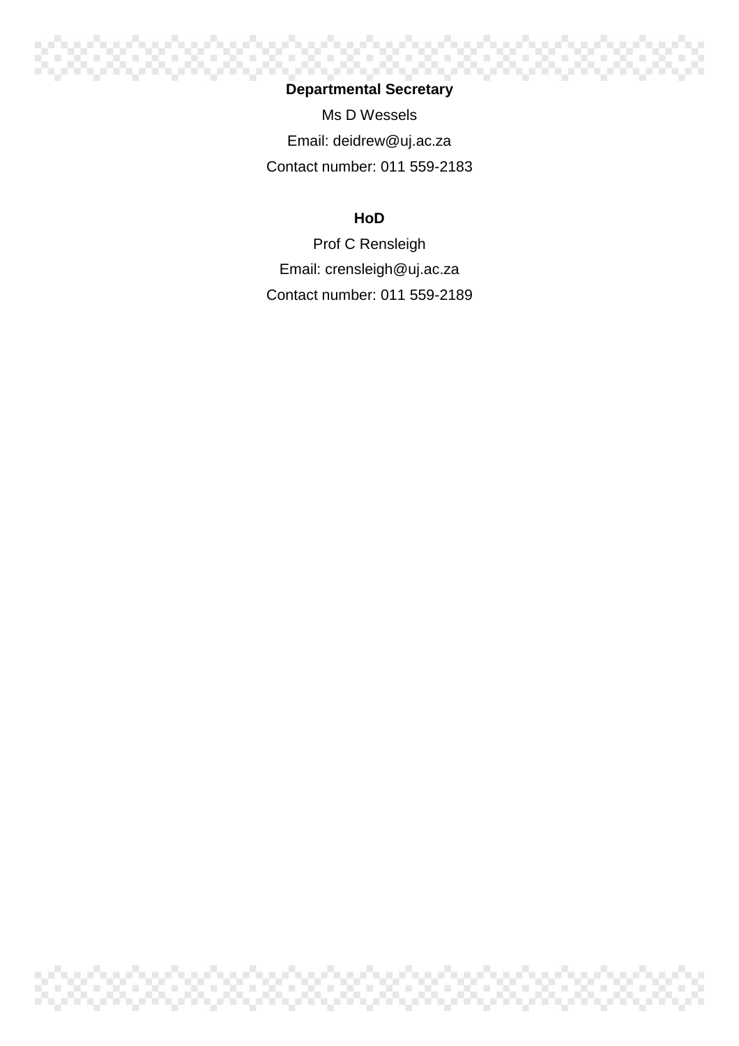**Departmental Secretary**

Ms D Wessels

Email: deidrew@uj.ac.za

Contact number: 011 559-2183

**HoD**

Prof C Rensleigh

Email: crensleigh@uj.ac.za

Contact number: 011 559-2189